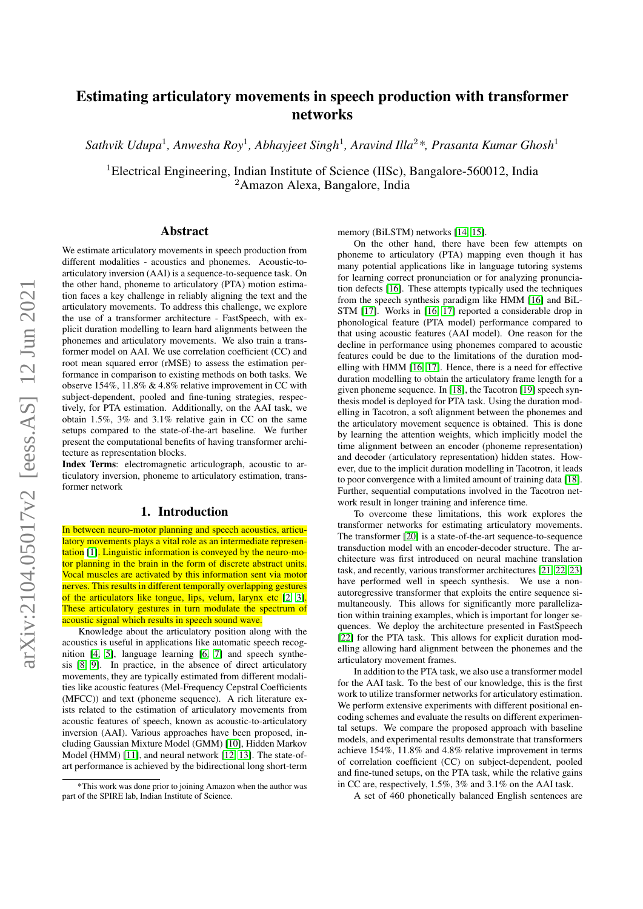# Estimating articulatory movements in speech production with transformer networks

*Sathvik Udupa*[1], *Anwesha Roy*[1], *Abhayjeet Singh*[1], *Aravind Illa*[2]*, *Prasanta Kumar Ghosh*[1]

[1]Electrical Engineering, Indian Institute of Science (IISc), Bangalore-560012, India
[2]Amazon Alexa, Bangalore, India

## Abstract

We estimate articulatory movements in speech production from different modalities - acoustics and phonemes. Acoustic-to-articulatory inversion (AAI) is a sequence-to-sequence task. On the other hand, phoneme to articulatory (PTA) motion estimation faces a key challenge in reliably aligning the text and the articulatory movements. To address this challenge, we explore the use of a transformer architecture - FastSpeech, with explicit duration modelling to learn hard alignments between the phonemes and articulatory movements. We also train a transformer model on AAI. We use correlation coefficient (CC) and root mean squared error (rMSE) to assess the estimation performance in comparison to existing methods on both tasks. We observe 154%, 11.8% & 4.8% relative improvement in CC with subject-dependent, pooled and fine-tuning strategies, respectively, for PTA estimation. Additionally, on the AAI task, we obtain 1.5%, 3% and 3.1% relative gain in CC on the same setups compared to the state-of-the-art baseline. We further present the computational benefits of having transformer architecture as representation blocks.

**Index Terms**: electromagnetic articulograph, acoustic to articulatory inversion, phoneme to articulatory estimation, transformer network

## 1. Introduction

In between neuro-motor planning and speech acoustics, articulatory movements plays a vital role as an intermediate representation [1]. Linguistic information is conveyed by the neuro-motor planning in the brain in the form of discrete abstract units. Vocal muscles are activated by this information sent via motor nerves. This results in different temporally overlapping gestures of the articulators like tongue, lips, velum, larynx etc [2, 3]. These articulatory gestures in turn modulate the spectrum of acoustic signal which results in speech sound wave.

Knowledge about the articulatory position along with the acoustics is useful in applications like automatic speech recognition [4, 5], language learning [6, 7] and speech synthesis [8, 9]. In practice, in the absence of direct articulatory movements, they are typically estimated from different modalities like acoustic features (Mel-Frequency Cepstral Coefficients (MFCC)) and text (phoneme sequence). A rich literature exists related to the estimation of articulatory movements from acoustic features of speech, known as acoustic-to-articulatory inversion (AAI). Various approaches have been proposed, including Gaussian Mixture Model (GMM) [10], Hidden Markov Model (HMM) [11], and neural network [12, 13]. The state-of-art performance is achieved by the bidirectional long short-term memory (BiLSTM) networks [14, 15].

On the other hand, there have been few attempts on phoneme to articulatory (PTA) mapping even though it has many potential applications like in language tutoring systems for learning correct pronunciation or for analyzing pronunciation defects [16]. These attempts typically used the techniques from the speech synthesis paradigm like HMM [16] and BiLSTM [17]. Works in [16, 17] reported a considerable drop in phonological feature (PTA model) performance compared to that using acoustic features (AAI model). One reason for the decline in performance using phonemes compared to acoustic features could be due to the limitations of the duration modelling with HMM [16, 17]. Hence, there is a need for effective duration modelling to obtain the articulatory frame length for a given phoneme sequence. In [18], the Tacotron [19] speech synthesis model is deployed for PTA task. Using the duration modelling in Tacotron, a soft alignment between the phonemes and the articulatory movement sequence is obtained. This is done by learning the attention weights, which implicitly model the time alignment between an encoder (phoneme representation) and decoder (articulatory representation) hidden states. However, due to the implicit duration modelling in Tacotron, it leads to poor convergence with a limited amount of training data [18]. Further, sequential computations involved in the Tacotron network result in longer training and inference time.

To overcome these limitations, this work explores the transformer networks for estimating articulatory movements. The transformer [20] is a state-of-the-art sequence-to-sequence transduction model with an encoder-decoder structure. The architecture was first introduced on neural machine translation task, and recently, various transformer architectures [21, 22, 23] have performed well in speech synthesis. We use a non-autoregressive transformer that exploits the entire sequence simultaneously. This allows for significantly more parallelization within training examples, which is important for longer sequences. We deploy the architecture presented in FastSpeech [22] for the PTA task. This allows for explicit duration modelling allowing hard alignment between the phonemes and the articulatory movement frames.

In addition to the PTA task, we also use a transformer model for the AAI task. To the best of our knowledge, this is the first work to utilize transformer networks for articulatory estimation. We perform extensive experiments with different positional encoding schemes and evaluate the results on different experimental setups. We compare the proposed approach with baseline models, and experimental results demonstrate that transformers achieve 154%, 11.8% and 4.8% relative improvement in terms of correlation coefficient (CC) on subject-dependent, pooled and fine-tuned setups, on the PTA task, while the relative gains in CC are, respectively, 1.5%, 3% and 3.1% on the AAI task.

A set of 460 phonetically balanced English sentences are

*This work was done prior to joining Amazon when the author was part of the SPIRE lab, Indian Institute of Science.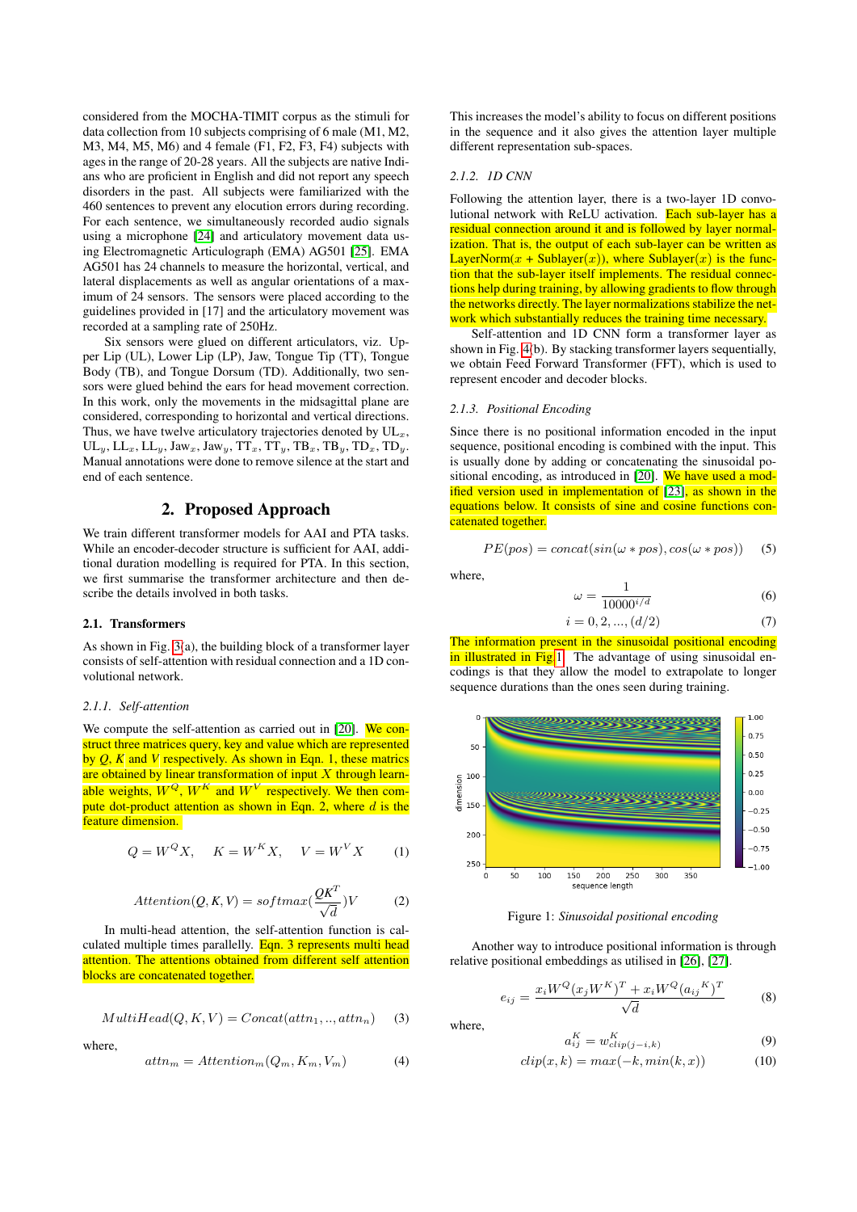considered from the MOCHA-TIMIT corpus as the stimuli for data collection from 10 subjects comprising of 6 male (M1, M2, M3, M4, M5, M6) and 4 female (F1, F2, F3, F4) subjects with ages in the range of 20-28 years. All the subjects are native Indians who are proficient in English and did not report any speech disorders in the past. All subjects were familiarized with the 460 sentences to prevent any elocution errors during recording. For each sentence, we simultaneously recorded audio signals using a microphone [24] and articulatory movement data using Electromagnetic Articulograph (EMA) AG501 [25]. EMA AG501 has 24 channels to measure the horizontal, vertical, and lateral displacements as well as angular orientations of a maximum of 24 sensors. The sensors were placed according to the guidelines provided in [17] and the articulatory movement was recorded at a sampling rate of 250Hz.

Six sensors were glued on different articulators, viz. Upper Lip (UL), Lower Lip (LP), Jaw, Tongue Tip (TT), Tongue Body (TB), and Tongue Dorsum (TD). Additionally, two sensors were glued behind the ears for head movement correction. In this work, only the movements in the midsagittal plane are considered, corresponding to horizontal and vertical directions. Thus, we have twelve articulatory trajectories denoted by $UL_x$, $UL_y$, $LL_x$, $LL_y$, $Jaw_x$, $Jaw_y$, $TT_x$, $TT_y$, $TB_x$, $TB_y$, $TD_x$, $TD_y$. Manual annotations were done to remove silence at the start and end of each sentence.

## 2. Proposed Approach

We train different transformer models for AAI and PTA tasks. While an encoder-decoder structure is sufficient for AAI, additional duration modelling is required for PTA. In this section, we first summarise the transformer architecture and then describe the details involved in both tasks.

### 2.1. Transformers

As shown in Fig. 3(a), the building block of a transformer layer consists of self-attention with residual connection and a 1D convolutional network.

#### 2.1.1. *Self-attention*

We compute the self-attention as carried out in [20]. We construct three matrices query, key and value which are represented by $Q$, $K$ and $V$ respectively. As shown in Eqn. 1, these matrics are obtained by linear transformation of input $X$ through learnable weights, $W^Q$, $W^K$ and $W^V$ respectively. We then compute dot-product attention as shown in Eqn. 2, where $d$ is the feature dimension.

$$Q = W^Q X, \quad K = W^K X, \quad V = W^V X \tag{1}$$

$$Attention(Q, K, V) = softmax(\frac{QK^T}{\sqrt{d}})V \tag{2}$$

In multi-head attention, the self-attention function is calculated multiple times parallelly. Eqn. 3 represents multi head attention. The attentions obtained from different self attention blocks are concatenated together.

$$MultiHead(Q, K, V) = Concat(attn_1, .., attn_n) \tag{3}$$

where,

$$attn_m = Attention_m(Q_m, K_m, V_m) \tag{4}$$

This increases the model's ability to focus on different positions in the sequence and it also gives the attention layer multiple different representation sub-spaces.

#### 2.1.2. *1D CNN*

Following the attention layer, there is a two-layer 1D convolutional network with ReLU activation. Each sub-layer has a residual connection around it and is followed by layer normalization. That is, the output of each sub-layer can be written as LayerNorm($x$ + Sublayer($x$)), where Sublayer($x$) is the function that the sub-layer itself implements. The residual connections help during training, by allowing gradients to flow through the networks directly. The layer normalizations stabilize the network which substantially reduces the training time necessary.

Self-attention and 1D CNN form a transformer layer as shown in Fig. 4(b). By stacking transformer layers sequentially, we obtain Feed Forward Transformer (FFT), which is used to represent encoder and decoder blocks.

#### 2.1.3. *Positional Encoding*

Since there is no positional information encoded in the input sequence, positional encoding is combined with the input. This is usually done by adding or concatenating the sinusoidal positional encoding, as introduced in [20]. We have used a modified version used in implementation of [23], as shown in the equations below. It consists of sine and cosine functions concatenated together.

$$PE(pos) = concat(sin(\omega * pos), cos(\omega * pos)) \tag{5}$$

where,

$$\omega = \frac{1}{10000^{i/d}} \tag{6}$$

$$i = 0, 2, ..., (d/2) \tag{7}$$

The information present in the sinusoidal positional encoding in illustrated in Fig. 1. The advantage of using sinusoidal encodings is that they allow the model to extrapolate to longer sequence durations than the ones seen during training.

Figure 1: *Sinusoidal positional encoding*

Another way to introduce positional information is through relative positional embeddings as utilised in [26], [27].

$$e_{ij} = \frac{x_i W^Q (x_j W^K)^T + x_i W^Q (a_{ij}{}^K)^T}{\sqrt{d}} \tag{8}$$

where,

$$a_{ij}^K = w_{clip(j-i,k)}^K \tag{9}$$

$$clip(x, k) = max(-k, min(k, x)) \tag{10}$$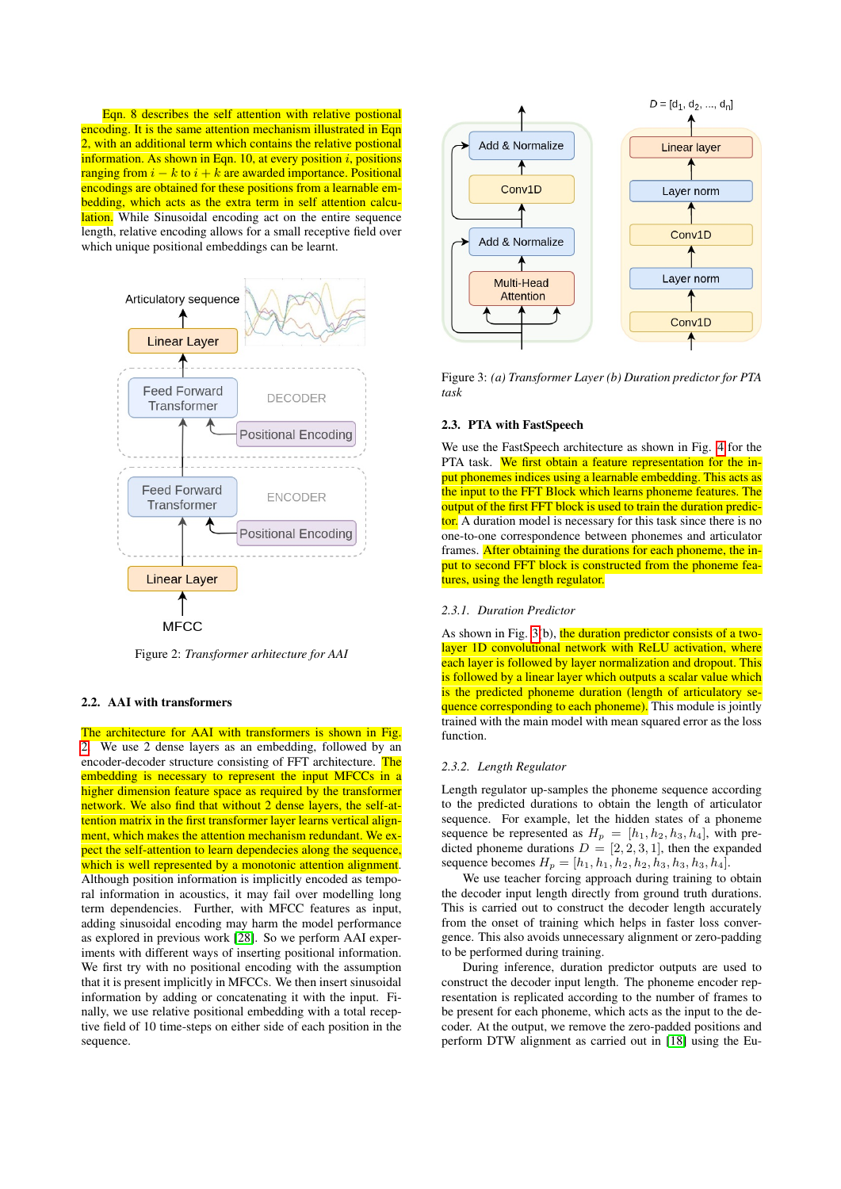Eqn. 8 describes the self attention with relative postional encoding. It is the same attention mechanism illustrated in Eqn 2, with an additional term which contains the relative postional information. As shown in Eqn. 10, at every position $i$, positions ranging from $i-k$ to $i+k$ are awarded importance. Positional encodings are obtained for these positions from a learnable embedding, which acts as the extra term in self attention calculation. While Sinusoidal encoding act on the entire sequence length, relative encoding allows for a small receptive field over which unique positional embeddings can be learnt.

Figure 2: *Transformer arhitecture for AAI*

## 2.2. AAI with transformers

The architecture for AAI with transformers is shown in Fig. 2. We use 2 dense layers as an embedding, followed by an encoder-decoder structure consisting of FFT architecture. The embedding is necessary to represent the input MFCCs in a higher dimension feature space as required by the transformer network. We also find that without 2 dense layers, the self-attention matrix in the first transformer layer learns vertical alignment, which makes the attention mechanism redundant. We expect the self-attention to learn dependecies along the sequence, which is well represented by a monotonic attention alignment. Although position information is implicitly encoded as temporal information in acoustics, it may fail over modelling long term dependencies. Further, with MFCC features as input, adding sinusoidal encoding may harm the model performance as explored in previous work [28]. So we perform AAI experiments with different ways of inserting positional information. We first try with no positional encoding with the assumption that it is present implicitly in MFCCs. We then insert sinusoidal information by adding or concatenating it with the input. Finally, we use relative positional embedding with a total receptive field of 10 time-steps on either side of each position in the sequence.

Figure 3: *(a) Transformer Layer (b) Duration predictor for PTA task*

## 2.3. PTA with FastSpeech

We use the FastSpeech architecture as shown in Fig. 4 for the PTA task. We first obtain a feature representation for the input phonemes indices using a learnable embedding. This acts as the input to the FFT Block which learns phoneme features. The output of the first FFT block is used to train the duration predictor. A duration model is necessary for this task since there is no one-to-one correspondence between phonemes and articulator frames. After obtaining the durations for each phoneme, the input to second FFT block is constructed from the phoneme features, using the length regulator.

### 2.3.1. Duration Predictor

As shown in Fig. 3(b), the duration predictor consists of a two-layer 1D convolutional network with ReLU activation, where each layer is followed by layer normalization and dropout. This is followed by a linear layer which outputs a scalar value which is the predicted phoneme duration (length of articulatory sequence corresponding to each phoneme). This module is jointly trained with the main model with mean squared error as the loss function.

### 2.3.2. Length Regulator

Length regulator up-samples the phoneme sequence according to the predicted durations to obtain the length of the articulatory sequence. For example, let the hidden states of a phoneme sequence be represented as $H_p = [h_1, h_2, h_3, h_4]$, with predicted phoneme durations $D = [2, 2, 3, 1]$, then the expanded sequence becomes $H_p = [h_1, h_1, h_2, h_2, h_3, h_3, h_3, h_4]$.

We use teacher forcing approach during training to obtain the decoder input length directly from ground truth durations. This is carried out to construct the decoder length accurately from the onset of training which helps in faster loss convergence. This also avoids unnecessary alignment or zero-padding to be performed during training.

During inference, duration predictor outputs are used to construct the decoder input length. The phoneme encoder representation is replicated according to the number of frames to be present for each phoneme, which acts as the input to the decoder. At the output, we remove the zero-padded positions and perform DTW alignment as carried out in [18] using the Eu-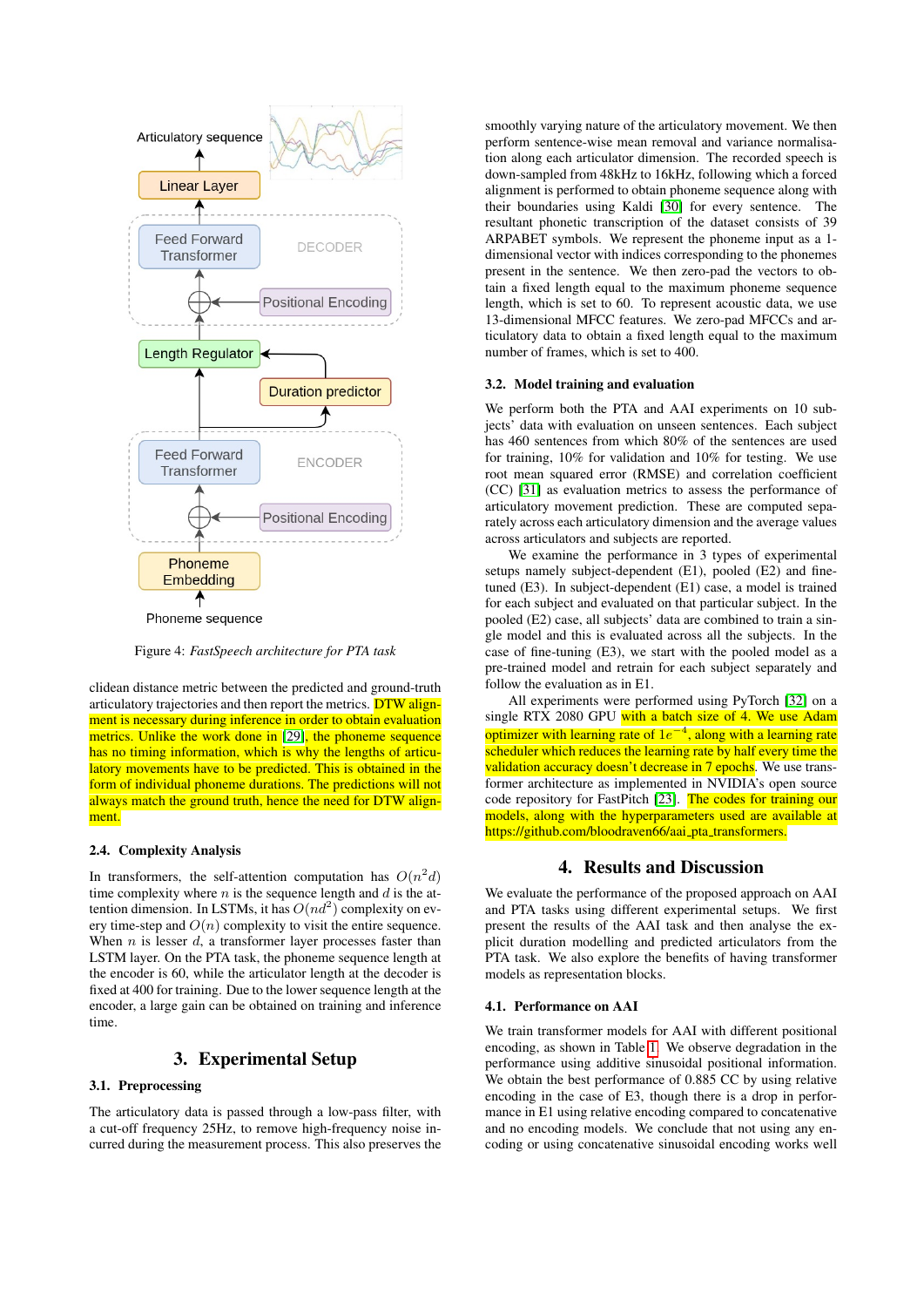Figure 4: *FastSpeech architecture for PTA task*

clidean distance metric between the predicted and ground-truth articulatory trajectories and then report the metrics. DTW alignment is necessary during inference in order to obtain evaluation metrics. Unlike the work done in [29], the phoneme sequence has no timing information, which is why the lengths of articulatory movements have to be predicted. This is obtained in the form of individual phoneme durations. The predictions will not always match the ground truth, hence the need for DTW alignment.

### 2.4. Complexity Analysis

In transformers, the self-attention computation has $O(n^2 d)$ time complexity where $n$ is the sequence length and $d$ is the attention dimension. In LSTMs, it has $O(nd^2)$ complexity on every time-step and $O(n)$ complexity to visit the entire sequence. When $n$ is lesser $d$, a transformer layer processes faster than LSTM layer. On the PTA task, the phoneme sequence length at the encoder is 60, while the articulator length at the decoder is fixed at 400 for training. Due to the lower sequence length at the encoder, a large gain can be obtained on training and inference time.

## 3. Experimental Setup

### 3.1. Preprocessing

The articulatory data is passed through a low-pass filter, with a cut-off frequency 25Hz, to remove high-frequency noise incurred during the measurement process. This also preserves the smoothly varying nature of the articulatory movement. We then perform sentence-wise mean removal and variance normalisation along each articulator dimension. The recorded speech is down-sampled from 48kHz to 16kHz, following which a forced alignment is performed to obtain phoneme sequence along with their boundaries using Kaldi [30] for every sentence. The resultant phonetic transcription of the dataset consists of 39 ARPABET symbols. We represent the phoneme input as a 1-dimensional vector with indices corresponding to the phonemes present in the sentence. We then zero-pad the vectors to obtain a fixed length equal to the maximum phoneme sequence length, which is set to 60. To represent acoustic data, we use 13-dimensional MFCC features. We zero-pad MFCCs and articulatory data to obtain a fixed length equal to the maximum number of frames, which is set to 400.

### 3.2. Model training and evaluation

We perform both the PTA and AAI experiments on 10 subjects' data with evaluation on unseen sentences. Each subject has 460 sentences from which 80% of the sentences are used for training, 10% for validation and 10% for testing. We use root mean squared error (RMSE) and correlation coefficient (CC) [31] as evaluation metrics to assess the performance of articulatory movement prediction. These are computed separately across each articulatory dimension and the average values across articulators and subjects are reported.

We examine the performance in 3 types of experimental setups namely subject-dependent (E1), pooled (E2) and fine-tuned (E3). In subject-dependent (E1) case, a model is trained for each subject and evaluated on that particular subject. In the pooled (E2) case, all subjects' data are combined to train a single model and this is evaluated across all the subjects. In the case of fine-tuning (E3), we start with the pooled model as a pre-trained model and retrain for each subject separately and follow the evaluation as in E1.

All experiments were performed using PyTorch [32] on a single RTX 2080 GPU with a batch size of 4. We use Adam optimizer with learning rate of $1e^{-4}$, along with a learning rate scheduler which reduces the learning rate by half every time the validation accuracy doesn't decrease in 7 epochs. We use transformer architecture as implemented in NVIDIA's open source code repository for FastPitch [23]. The codes for training our models, along with the hyperparameters used are available at https://github.com/bloodraven66/aai_pta_transformers.

## 4. Results and Discussion

We evaluate the performance of the proposed approach on AAI and PTA tasks using different experimental setups. We first present the results of the AAI task and then analyse the explicit duration modelling and predicted articulators from the PTA task. We also explore the benefits of having transformer models as representation blocks.

### 4.1. Performance on AAI

We train transformer models for AAI with different positional encoding, as shown in Table 1. We observe degradation in the performance using additive sinusoidal positional information. We obtain the best performance of 0.885 CC by using relative encoding in the case of E3, though there is a drop in performance in E1 using relative encoding compared to concatenative and no encoding models. We conclude that not using any encoding or using concatenative sinusoidal encoding works well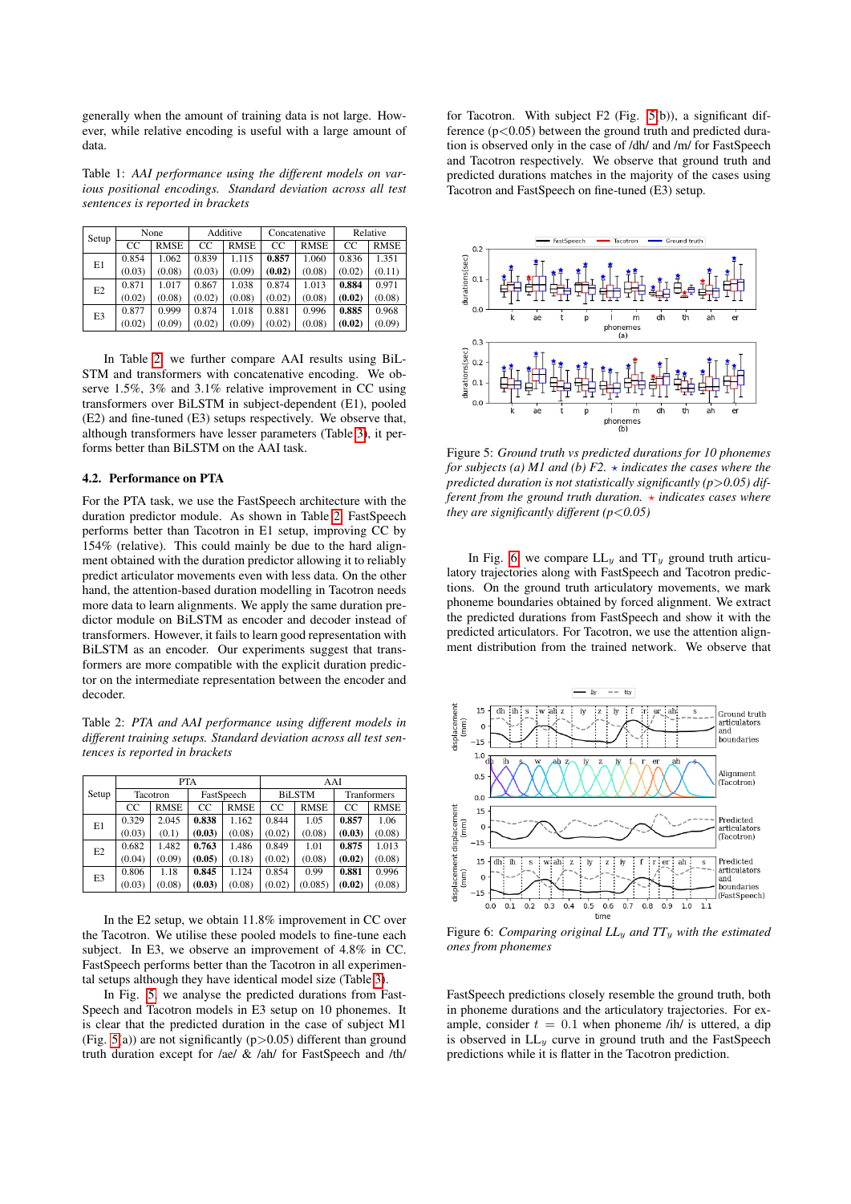generally when the amount of training data is not large. However, while relative encoding is useful with a large amount of data.

Table 1: *AAI performance using the different models on various positional encodings. Standard deviation across all test sentences is reported in brackets*

| Setup | None | | Additive | | Concatenative | | Relative | |
|---|---|---|---|---|---|---|---|---|
| | CC | RMSE | CC | RMSE | CC | RMSE | CC | RMSE |
| E1 | 0.854 (0.03) | 1.062 (0.08) | 0.839 (0.03) | 1.115 (0.09) | **0.857** **(0.02)** | 1.060 (0.08) | 0.836 (0.02) | 1.351 (0.11) |
| E2 | 0.871 (0.02) | 1.017 (0.08) | 0.867 (0.02) | 1.038 (0.08) | 0.874 (0.02) | 1.013 (0.08) | **0.884** **(0.02)** | 0.971 (0.08) |
| E3 | 0.877 (0.02) | 0.999 (0.09) | 0.874 (0.02) | 1.018 (0.09) | 0.881 (0.02) | 0.996 (0.08) | **0.885** **(0.02)** | 0.968 (0.09) |

In Table 2, we further compare AAI results using BiLSTM and transformers with concatenative encoding. We observe 1.5%, 3% and 3.1% relative improvement in CC using transformers over BiLSTM in subject-dependent (E1), pooled (E2) and fine-tuned (E3) setups respectively. We observe that, although transformers have lesser parameters (Table 3), it performs better than BiLSTM on the AAI task.

### 4.2. Performance on PTA

For the PTA task, we use the FastSpeech architecture with the duration predictor module. As shown in Table 2, FastSpeech performs better than Tacotron in E1 setup, improving CC by 154% (relative). This could mainly be due to the hard alignment obtained with the duration predictor allowing it to reliably predict articulator movements even with less data. On the other hand, the attention-based duration modelling in Tacotron needs more data to learn alignments. We apply the same duration predictor module on BiLSTM as encoder and decoder instead of transformers. However, it fails to learn good representation with BiLSTM as an encoder. Our experiments suggest that transformers are more compatible with the explicit duration predictor on the intermediate representation between the encoder and decoder.

Table 2: *PTA and AAI performance using different models in different training setups. Standard deviation across all test sentences is reported in brackets*

| Setup | PTA | | | | AAI | | | |
|---|---|---|---|---|---|---|---|---|
| | Tacotron | | FastSpeech | | BiLSTM | | Tranformers | |
| | CC | RMSE | CC | RMSE | CC | RMSE | CC | RMSE |
| E1 | 0.329 (0.03) | 2.045 (0.1) | **0.838** **(0.03)** | 1.162 (0.08) | 0.844 (0.02) | 1.05 (0.08) | **0.857** **(0.02)** | 1.06 (0.08) |
| E2 | 0.682 (0.04) | 1.482 (0.09) | **0.763** **(0.05)** | 1.486 (0.18) | 0.849 (0.02) | 1.01 (0.08) | **0.875** **(0.02)** | 1.013 (0.08) |
| E3 | 0.806 (0.03) | 1.18 (0.08) | **0.845** **(0.03)** | 1.124 (0.08) | 0.854 (0.02) | 0.99 (0.085) | **0.881** **(0.02)** | 0.996 (0.08) |

In the E2 setup, we obtain 11.8% improvement in CC over the Tacotron. We utilise these pooled models to fine-tune each subject. In E3, we observe an improvement of 4.8% in CC. FastSpeech performs better than the Tacotron in all experimental setups although they have identical model size (Table 3).

In Fig. 5, we analyse the predicted durations from FastSpeech and Tacotron models in E3 setup on 10 phonemes. It is clear that the predicted duration in the case of subject M1 (Fig. 5(a)) are not significantly ($p>0.05$) different than ground truth duration except for /ae/ & /ah/ for FastSpeech and /th/ for Tacotron. With subject F2 (Fig. 5(b)), a significant difference ($p<0.05$) between the ground truth and predicted duration is observed only in the case of /dh/ and /m/ for FastSpeech and Tacotron respectively. We observe that ground truth and predicted durations matches in the majority of the cases using Tacotron and FastSpeech on fine-tuned (E3) setup.

Figure 5: *Ground truth vs predicted durations for 10 phonemes for subjects (a) M1 and (b) F2. ⋆ indicates the cases where the predicted duration is not statistically significantly ($p>0.05$) different from the ground truth duration. ⋆ indicates cases where they are significantly different ($p<0.05$)*

In Fig. 6, we compare $LL_y$ and $TT_y$ ground truth articulatory trajectories along with FastSpeech and Tacotron predictions. On the ground truth articulatory movements, we mark phoneme boundaries obtained by forced alignment. We extract the predicted durations from FastSpeech and show it with the predicted articulators. For Tacotron, we use the attention alignment distribution from the trained network. We observe that

Figure 6: *Comparing original $LL_y$ and $TT_y$ with the estimated ones from phonemes*

FastSpeech predictions closely resemble the ground truth, both in phoneme durations and the articulatory trajectories. For example, consider $t = 0.1$ when phoneme /ih/ is uttered, a dip is observed in $LL_y$ curve in ground truth and the FastSpeech predictions while it is flatter in the Tacotron prediction.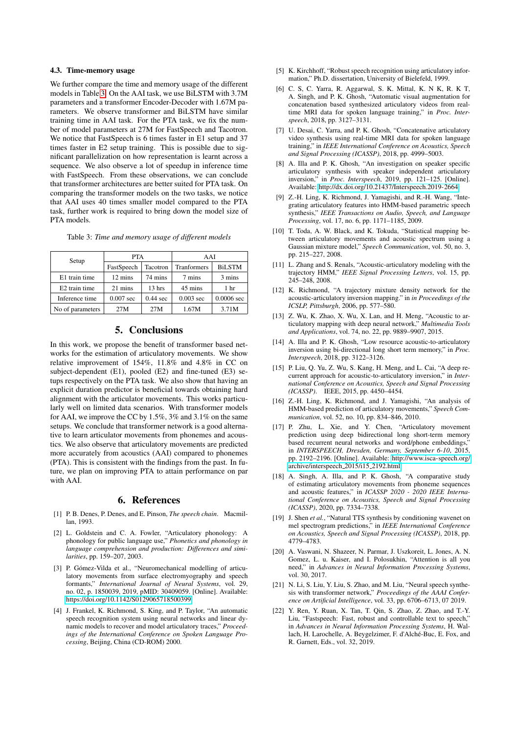### 4.3. Time-memory usage

We further compare the time and memory usage of the different models in Table 3. On the AAI task, we use BiLSTM with 3.7M parameters and a transformer Encoder-Decoder with 1.67M parameters. We observe transformer and BiLSTM have similar training time in AAI task. For the PTA task, we fix the number of model parameters at 27M for FastSpeech and Tacotron. We notice that FastSpeech is 6 times faster in E1 setup and 37 times faster in E2 setup training. This is possible due to significant parallelization on how representation is learnt across a sequence. We also observe a lot of speedup in inference time with FastSpeech. From these observations, we can conclude that transformer architectures are better suited for PTA task. On comparing the transformer models on the two tasks, we notice that AAI uses 40 times smaller model compared to the PTA task, further work is required to bring down the model size of PTA models.

Table 3: *Time and memory usage of different models*

| Setup | PTA | | AAI | |
|---|---|---|---|---|
| | FastSpeech | Tacotron | Tranformers | BiLSTM |
| E1 train time | 12 mins | 74 mins | 7 mins | 3 mins |
| E2 train time | 21 mins | 13 hrs | 45 mins | 1 hr |
| Inference time | 0.007 sec | 0.44 sec | 0.003 sec | 0.0006 sec |
| No of parameters | 27M | 27M | 1.67M | 3.71M |

## 5. Conclusions

In this work, we propose the benefit of transformer based networks for the estimation of articulatory movements. We show relative improvement of 154%, 11.8% and 4.8% in CC on subject-dependent (E1), pooled (E2) and fine-tuned (E3) setups respectively on the PTA task. We also show that having an explicit duration predictor is beneficial towards obtaining hard alignment with the articulator movements. This works particularly well on limited data scenarios. With transformer models for AAI, we improve the CC by 1.5%, 3% and 3.1% on the same setups. We conclude that transformer network is a good alternative to learn articulator movements from phonemes and acoustics. We also observe that articulatory movements are predicted more accurately from acoustics (AAI) compared to phonemes (PTA). This is consistent with the findings from the past. In future, we plan on improving PTA to attain performance on par with AAI.

## 6. References

[1] P. B. Denes, P. Denes, and E. Pinson, *The speech chain*. Macmillan, 1993.

[2] L. Goldstein and C. A. Fowler, "Articulatory phonology: A phonology for public language use," *Phonetics and phonology in language comprehension and production: Differences and similarities*, pp. 159–207, 2003.

[3] P. Gómez-Vilda et al., "Neuromechanical modelling of articulatory movements from surface electromyography and speech formants," *International Journal of Neural Systems*, vol. 29, no. 02, p. 1850039, 2019, pMID: 30409059. [Online]. Available: https://doi.org/10.1142/S0129065718500399

[4] J. Frankel, K. Richmond, S. King, and P. Taylor, "An automatic speech recognition system using neural networks and linear dynamic models to recover and model articulatory traces," *Proceedings of the International Conference on Spoken Language Processing*, Beijing, China (CD-ROM) 2000.

[5] K. Kirchhoff, "Robust speech recognition using articulatory information," Ph.D. dissertation, University of Bielefeld, 1999.

[6] C. S, C. Yarra, R. Aggarwal, S. K. Mittal, K. N K, R. K T, A. Singh, and P. K. Ghosh, "Automatic visual augmentation for concatenation based synthesized articulatory videos from real-time MRI data for spoken language training," in *Proc. Interspeech*, 2018, pp. 3127–3131.

[7] U. Desai, C. Yarra, and P. K. Ghosh, "Concatenative articulatory video synthesis using real-time MRI data for spoken language training," in *IEEE International Conference on Acoustics, Speech and Signal Processing (ICASSP)*, 2018, pp. 4999–5003.

[8] A. Illa and P. K. Ghosh, "An investigation on speaker specific articulatory synthesis with speaker independent articulatory inversion," in *Proc. Interspeech*, 2019, pp. 121–125. [Online]. Available: http://dx.doi.org/10.21437/Interspeech.2019-2664

[9] Z.-H. Ling, K. Richmond, J. Yamagishi, and R.-H. Wang, "Integrating articulatory features into HMM-based parametric speech synthesis," *IEEE Transactions on Audio, Speech, and Language Processing*, vol. 17, no. 6, pp. 1171–1185, 2009.

[10] T. Toda, A. W. Black, and K. Tokuda, "Statistical mapping between articulatory movements and acoustic spectrum using a Gaussian mixture model," *Speech Communication*, vol. 50, no. 3, pp. 215–227, 2008.

[11] L. Zhang and S. Renals, "Acoustic-articulatory modeling with the trajectory HMM," *IEEE Signal Processing Letters*, vol. 15, pp. 245–248, 2008.

[12] K. Richmond, "A trajectory mixture density network for the acoustic-articulatory inversion mapping." in *in Proceedings of the ICSLP, Pittsburgh*, 2006, pp. 577–580.

[13] Z. Wu, K. Zhao, X. Wu, X. Lan, and H. Meng, "Acoustic to articulatory mapping with deep neural network," *Multimedia Tools and Applications*, vol. 74, no. 22, pp. 9889–9907, 2015.

[14] A. Illa and P. K. Ghosh, "Low resource acoustic-to-articulatory inversion using bi-directional long short term memory," in *Proc. Interspeech*, 2018, pp. 3122–3126.

[15] P. Liu, Q. Yu, Z. Wu, S. Kang, H. Meng, and L. Cai, "A deep recurrent approach for acoustic-to-articulatory inversion," in *International Conference on Acoustics, Speech and Signal Processing (ICASSP)*. IEEE, 2015, pp. 4450–4454.

[16] Z.-H. Ling, K. Richmond, and J. Yamagishi, "An analysis of HMM-based prediction of articulatory movements," *Speech Communication*, vol. 52, no. 10, pp. 834–846, 2010.

[17] P. Zhu, L. Xie, and Y. Chen, "Articulatory movement prediction using deep bidirectional long short-term memory based recurrent neural networks and word/phone embeddings," in *INTERSPEECH, Dresden, Germany, September 6-10*, 2015, pp. 2192–2196. [Online]. Available: http://www.isca-speech.org/archive/interspeech_2015/i15_2192.html

[18] A. Singh, A. Illa, and P. K. Ghosh, "A comparative study of estimating articulatory movements from phoneme sequences and acoustic features," in *ICASSP 2020 - 2020 IEEE International Conference on Acoustics, Speech and Signal Processing (ICASSP)*, 2020, pp. 7334–7338.

[19] J. Shen *et al.*, "Natural TTS synthesis by conditioning wavenet on mel spectrogram predictions," in *IEEE International Conference on Acoustics, Speech and Signal Processing (ICASSP)*, 2018, pp. 4779–4783.

[20] A. Vaswani, N. Shazeer, N. Parmar, J. Uszkoreit, L. Jones, A. N. Gomez, L. u. Kaiser, and I. Polosukhin, "Attention is all you need," in *Advances in Neural Information Processing Systems*, vol. 30, 2017.

[21] N. Li, S. Liu, Y. Liu, S. Zhao, and M. Liu, "Neural speech synthesis with transformer network," *Proceedings of the AAAI Conference on Artificial Intelligence*, vol. 33, pp. 6706–6713, 07 2019.

[22] Y. Ren, Y. Ruan, X. Tan, T. Qin, S. Zhao, Z. Zhao, and T.-Y. Liu, "Fastspeech: Fast, robust and controllable text to speech," in *Advances in Neural Information Processing Systems*, H. Wallach, H. Larochelle, A. Beygelzimer, F. d'Alché-Buc, E. Fox, and R. Garnett, Eds., vol. 32, 2019.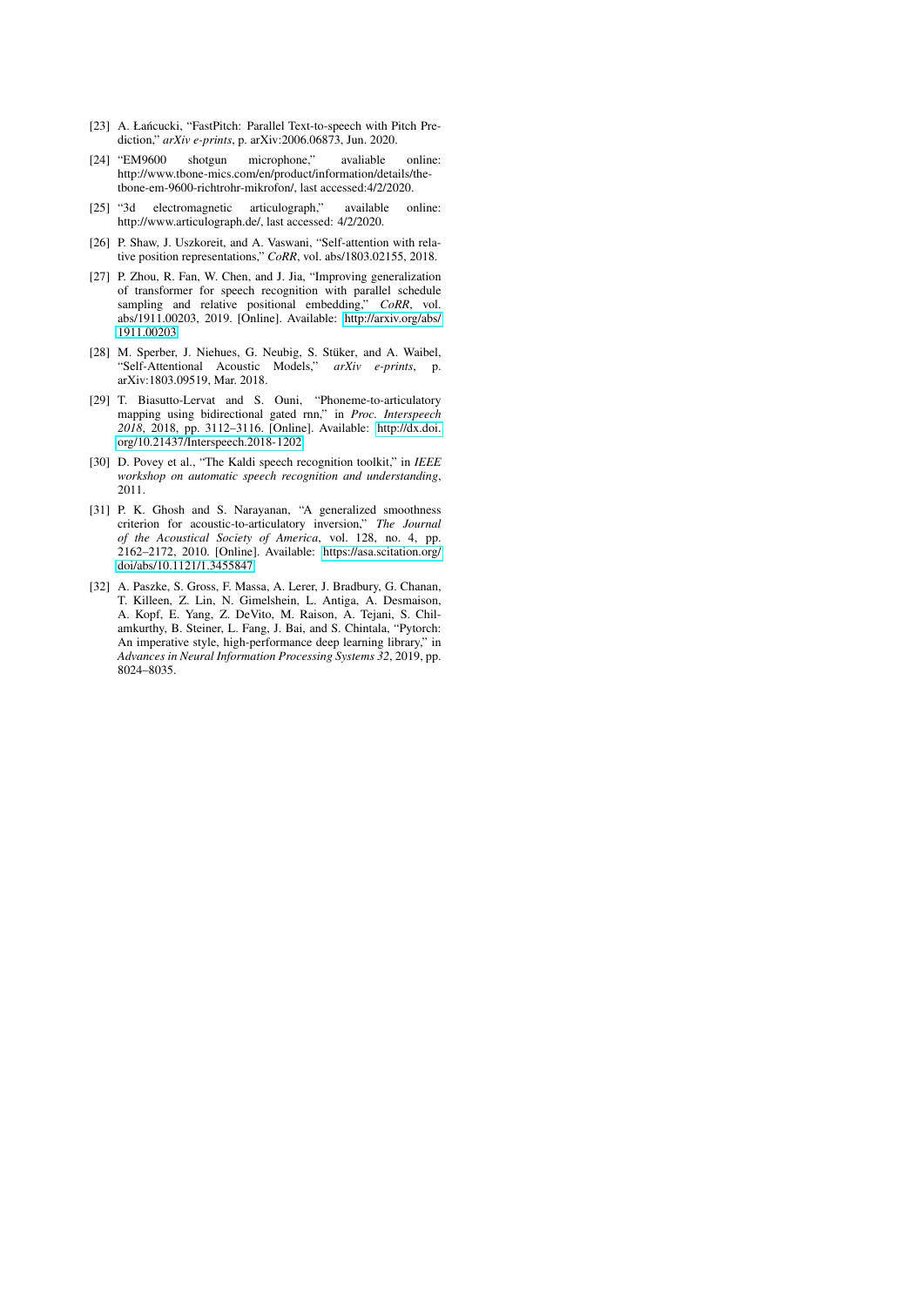[23] A. Łańcucki, "FastPitch: Parallel Text-to-speech with Pitch Prediction," *arXiv e-prints*, p. arXiv:2006.06873, Jun. 2020.

[24] "EM9600 shotgun microphone," avaliable online: http://www.tbone-mics.com/en/product/information/details/the-tbone-em-9600-richtrohr-mikrofon/, last accessed:4/2/2020.

[25] "3d electromagnetic articulograph," available online: http://www.articulograph.de/, last accessed: 4/2/2020.

[26] P. Shaw, J. Uszkoreit, and A. Vaswani, "Self-attention with relative position representations," *CoRR*, vol. abs/1803.02155, 2018.

[27] P. Zhou, R. Fan, W. Chen, and J. Jia, "Improving generalization of transformer for speech recognition with parallel schedule sampling and relative positional embedding," *CoRR*, vol. abs/1911.00203, 2019. [Online]. Available: http://arxiv.org/abs/1911.00203

[28] M. Sperber, J. Niehues, G. Neubig, S. Stüker, and A. Waibel, "Self-Attentional Acoustic Models," *arXiv e-prints*, p. arXiv:1803.09519, Mar. 2018.

[29] T. Biasutto-Lervat and S. Ouni, "Phoneme-to-articulatory mapping using bidirectional gated rnn," in *Proc. Interspeech 2018*, 2018, pp. 3112–3116. [Online]. Available: http://dx.doi.org/10.21437/Interspeech.2018-1202

[30] D. Povey et al., "The Kaldi speech recognition toolkit," in *IEEE workshop on automatic speech recognition and understanding*, 2011.

[31] P. K. Ghosh and S. Narayanan, "A generalized smoothness criterion for acoustic-to-articulatory inversion," *The Journal of the Acoustical Society of America*, vol. 128, no. 4, pp. 2162–2172, 2010. [Online]. Available: https://asa.scitation.org/doi/abs/10.1121/1.3455847

[32] A. Paszke, S. Gross, F. Massa, A. Lerer, J. Bradbury, G. Chanan, T. Killeen, Z. Lin, N. Gimelshein, L. Antiga, A. Desmaison, A. Kopf, E. Yang, Z. DeVito, M. Raison, A. Tejani, S. Chilamkurthy, B. Steiner, L. Fang, J. Bai, and S. Chintala, "Pytorch: An imperative style, high-performance deep learning library," in *Advances in Neural Information Processing Systems 32*, 2019, pp. 8024–8035.